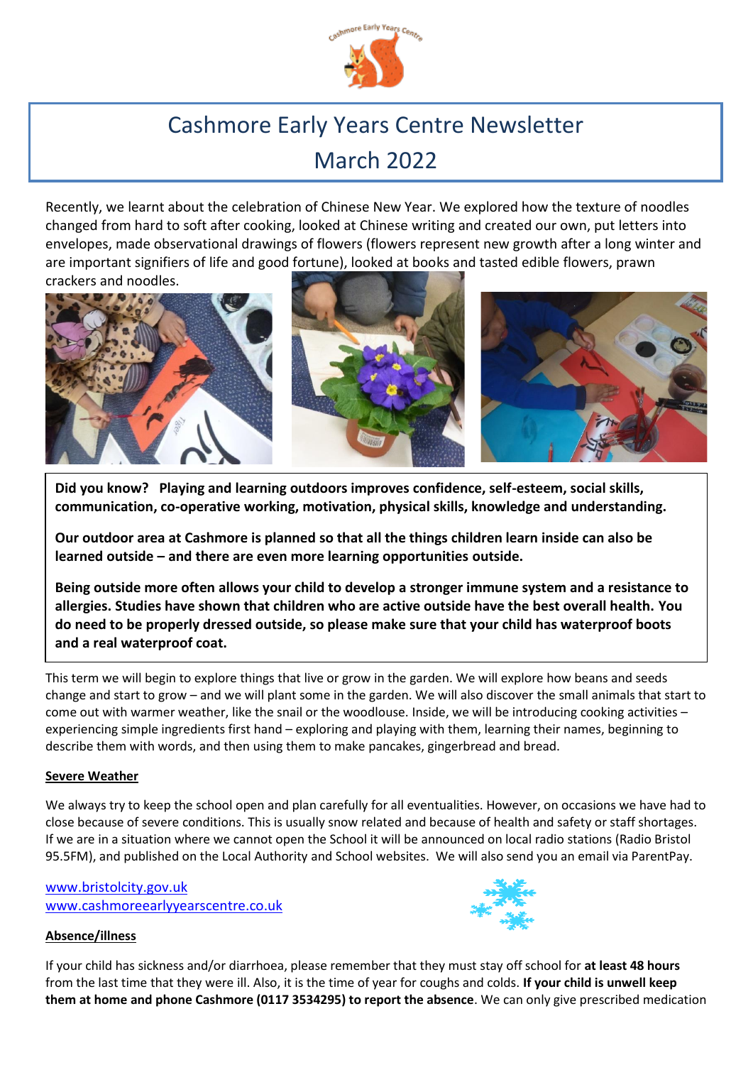# Cashmore Early Years Centre Newsletter
# March 2022

Recently, we learnt about the celebration of Chinese New Year. We explored how the texture of noodles changed from hard to soft after cooking, looked at Chinese writing and created our own, put letters into envelopes, made observational drawings of flowers (flowers represent new growth after a long winter and are important signifiers of life and good fortune), looked at books and tasted edible flowers, prawn crackers and noodles.

**Did you know? Playing and learning outdoors improves confidence, self-esteem, social skills, communication, co-operative working, motivation, physical skills, knowledge and understanding.**

**Our outdoor area at Cashmore is planned so that all the things children learn inside can also be learned outside – and there are even more learning opportunities outside.**

**Being outside more often allows your child to develop a stronger immune system and a resistance to allergies. Studies have shown that children who are active outside have the best overall health. You do need to be properly dressed outside, so please make sure that your child has waterproof boots and a real waterproof coat.**

This term we will begin to explore things that live or grow in the garden. We will explore how beans and seeds change and start to grow – and we will plant some in the garden. We will also discover the small animals that start to come out with warmer weather, like the snail or the woodlouse. Inside, we will be introducing cooking activities – experiencing simple ingredients first hand – exploring and playing with them, learning their names, beginning to describe them with words, and then using them to make pancakes, gingerbread and bread.

**Severe Weather**

We always try to keep the school open and plan carefully for all eventualities. However, on occasions we have had to close because of severe conditions. This is usually snow related and because of health and safety or staff shortages. If we are in a situation where we cannot open the School it will be announced on local radio stations (Radio Bristol 95.5FM), and published on the Local Authority and School websites. We will also send you an email via ParentPay.

www.bristolcity.gov.uk
www.cashmoreearlyyearscentre.co.uk

**Absence/illness**

If your child has sickness and/or diarrhoea, please remember that they must stay off school for **at least 48 hours** from the last time that they were ill. Also, it is the time of year for coughs and colds. **If your child is unwell keep them at home and phone Cashmore (0117 3534295) to report the absence**. We can only give prescribed medication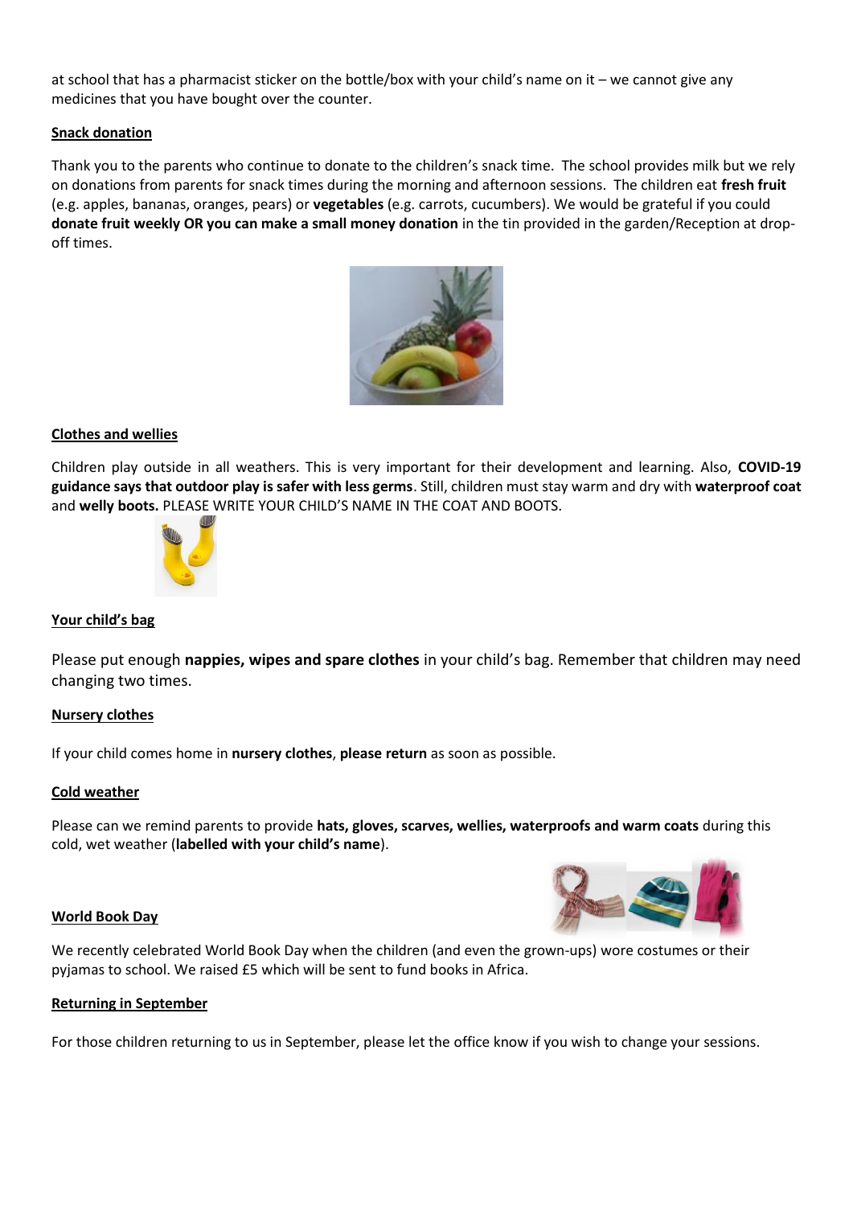at school that has a pharmacist sticker on the bottle/box with your child's name on it – we cannot give any medicines that you have bought over the counter.

**Snack donation**

Thank you to the parents who continue to donate to the children's snack time. The school provides milk but we rely on donations from parents for snack times during the morning and afternoon sessions. The children eat **fresh fruit** (e.g. apples, bananas, oranges, pears) or **vegetables** (e.g. carrots, cucumbers). We would be grateful if you could **donate fruit weekly OR you can make a small money donation** in the tin provided in the garden/Reception at drop-off times.

**Clothes and wellies**

Children play outside in all weathers. This is very important for their development and learning. Also, **COVID-19 guidance says that outdoor play is safer with less germs**. Still, children must stay warm and dry with **waterproof coat** and **welly boots.** PLEASE WRITE YOUR CHILD'S NAME IN THE COAT AND BOOTS.

**Your child's bag**

Please put enough **nappies, wipes and spare clothes** in your child's bag. Remember that children may need changing two times.

**Nursery clothes**

If your child comes home in **nursery clothes**, **please return** as soon as possible.

**Cold weather**

Please can we remind parents to provide **hats, gloves, scarves, wellies, waterproofs and warm coats** during this cold, wet weather (**labelled with your child's name**).

**World Book Day**

We recently celebrated World Book Day when the children (and even the grown-ups) wore costumes or their pyjamas to school. We raised £5 which will be sent to fund books in Africa.

**Returning in September**

For those children returning to us in September, please let the office know if you wish to change your sessions.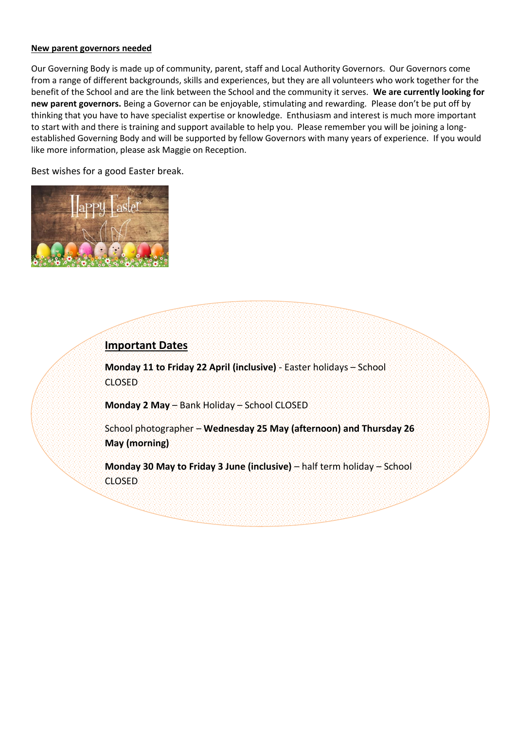**New parent governors needed**

Our Governing Body is made up of community, parent, staff and Local Authority Governors. Our Governors come from a range of different backgrounds, skills and experiences, but they are all volunteers who work together for the benefit of the School and are the link between the School and the community it serves. **We are currently looking for new parent governors.** Being a Governor can be enjoyable, stimulating and rewarding. Please don't be put off by thinking that you have to have specialist expertise or knowledge. Enthusiasm and interest is much more important to start with and there is training and support available to help you. Please remember you will be joining a long-established Governing Body and will be supported by fellow Governors with many years of experience. If you would like more information, please ask Maggie on Reception.

Best wishes for a good Easter break.

**Important Dates**

**Monday 11 to Friday 22 April (inclusive)** - Easter holidays – School CLOSED

**Monday 2 May** – Bank Holiday – School CLOSED

School photographer – **Wednesday 25 May (afternoon) and Thursday 26 May (morning)**

**Monday 30 May to Friday 3 June (inclusive)** – half term holiday – School CLOSED